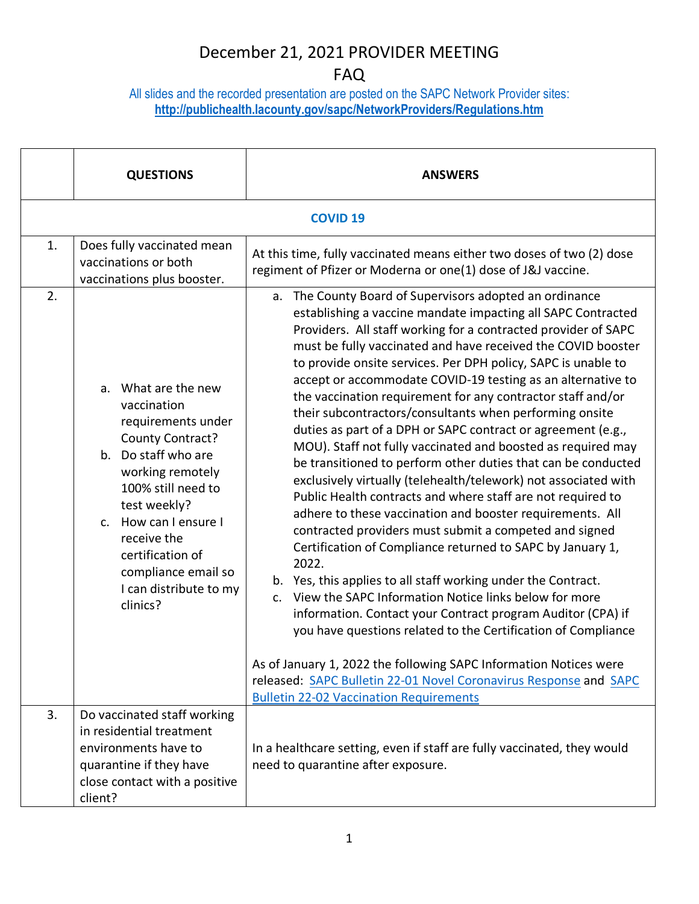# December 21, 2021 PROVIDER MEETING

# FAQ

All slides and the recorded presentation are posted on the SAPC Network Provider sites:
**http://publichealth.lacounty.gov/sapc/NetworkProviders/Regulations.htm**

| | QUESTIONS | ANSWERS |
|---|---|---|
| **COVID 19** | | |
| 1. | Does fully vaccinated mean vaccinations or both vaccinations plus booster. | At this time, fully vaccinated means either two doses of two (2) dose regiment of Pfizer or Moderna or one(1) dose of J&J vaccine. |
| 2. | a. What are the new vaccination requirements under County Contract?<br>b. Do staff who are working remotely 100% still need to test weekly?<br>c. How can I ensure I receive the certification of compliance email so I can distribute to my clinics? | a. The County Board of Supervisors adopted an ordinance establishing a vaccine mandate impacting all SAPC Contracted Providers. All staff working for a contracted provider of SAPC must be fully vaccinated and have received the COVID booster to provide onsite services. Per DPH policy, SAPC is unable to accept or accommodate COVID-19 testing as an alternative to the vaccination requirement for any contractor staff and/or their subcontractors/consultants when performing onsite duties as part of a DPH or SAPC contract or agreement (e.g., MOU). Staff not fully vaccinated and boosted as required may be transitioned to perform other duties that can be conducted exclusively virtually (telehealth/telework) not associated with Public Health contracts and where staff are not required to adhere to these vaccination and booster requirements. All contracted providers must submit a competed and signed Certification of Compliance returned to SAPC by January 1, 2022.<br>b. Yes, this applies to all staff working under the Contract.<br>c. View the SAPC Information Notice links below for more information. Contact your Contract program Auditor (CPA) if you have questions related to the Certification of Compliance<br><br>As of January 1, 2022 the following SAPC Information Notices were released: SAPC Bulletin 22-01 Novel Coronavirus Response and SAPC Bulletin 22-02 Vaccination Requirements |
| 3. | Do vaccinated staff working in residential treatment environments have to quarantine if they have close contact with a positive client? | In a healthcare setting, even if staff are fully vaccinated, they would need to quarantine after exposure. |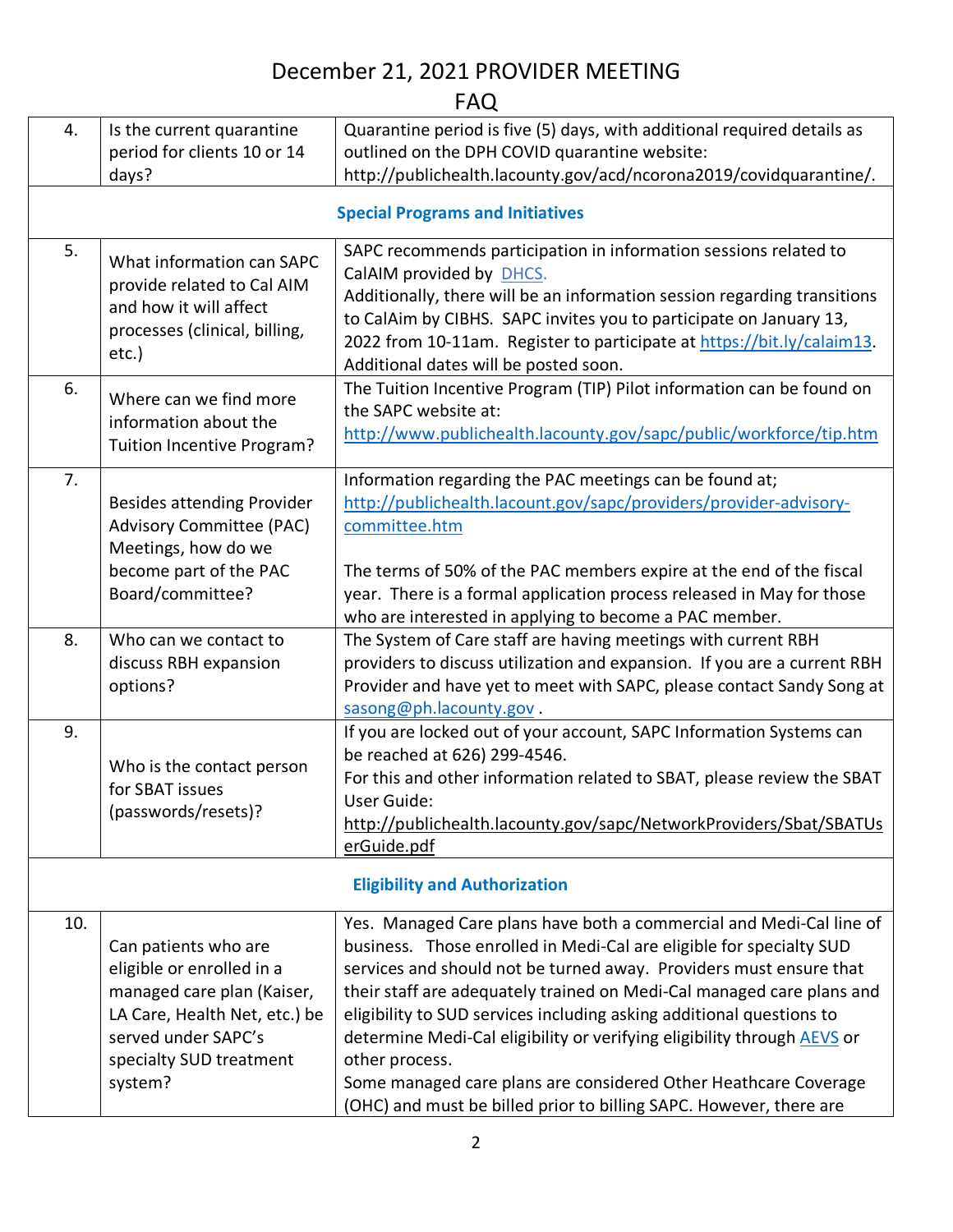# December 21, 2021 PROVIDER MEETING

## FAQ

| | | |
|---|---|---|
| 4. | Is the current quarantine period for clients 10 or 14 days? | Quarantine period is five (5) days, with additional required details as outlined on the DPH COVID quarantine website: http://publichealth.lacounty.gov/acd/ncorona2019/covidquarantine/. |
| | **Special Programs and Initiatives** | |
| 5. | What information can SAPC provide related to Cal AIM and how it will affect processes (clinical, billing, etc.) | SAPC recommends participation in information sessions related to CalAIM provided by DHCS.<br>Additionally, there will be an information session regarding transitions to CalAim by CIBHS. SAPC invites you to participate on January 13, 2022 from 10-11am. Register to participate at https://bit.ly/calaim13. Additional dates will be posted soon. |
| 6. | Where can we find more information about the Tuition Incentive Program? | The Tuition Incentive Program (TIP) Pilot information can be found on the SAPC website at:<br>http://www.publichealth.lacounty.gov/sapc/public/workforce/tip.htm |
| 7. | Besides attending Provider Advisory Committee (PAC) Meetings, how do we become part of the PAC Board/committee? | Information regarding the PAC meetings can be found at;<br>http://publichealth.lacount.gov/sapc/providers/provider-advisory-committee.htm<br><br>The terms of 50% of the PAC members expire at the end of the fiscal year. There is a formal application process released in May for those who are interested in applying to become a PAC member. |
| 8. | Who can we contact to discuss RBH expansion options? | The System of Care staff are having meetings with current RBH providers to discuss utilization and expansion. If you are a current RBH Provider and have yet to meet with SAPC, please contact Sandy Song at sasong@ph.lacounty.gov . |
| 9. | Who is the contact person for SBAT issues (passwords/resets)? | If you are locked out of your account, SAPC Information Systems can be reached at 626) 299-4546.<br>For this and other information related to SBAT, please review the SBAT User Guide:<br>http://publichealth.lacounty.gov/sapc/NetworkProviders/Sbat/SBATUserGuide.pdf |
| | **Eligibility and Authorization** | |
| 10. | Can patients who are eligible or enrolled in a managed care plan (Kaiser, LA Care, Health Net, etc.) be served under SAPC's specialty SUD treatment system? | Yes. Managed Care plans have both a commercial and Medi-Cal line of business. Those enrolled in Medi-Cal are eligible for specialty SUD services and should not be turned away. Providers must ensure that their staff are adequately trained on Medi-Cal managed care plans and eligibility to SUD services including asking additional questions to determine Medi-Cal eligibility or verifying eligibility through AEVS or other process.<br>Some managed care plans are considered Other Heathcare Coverage (OHC) and must be billed prior to billing SAPC. However, there are |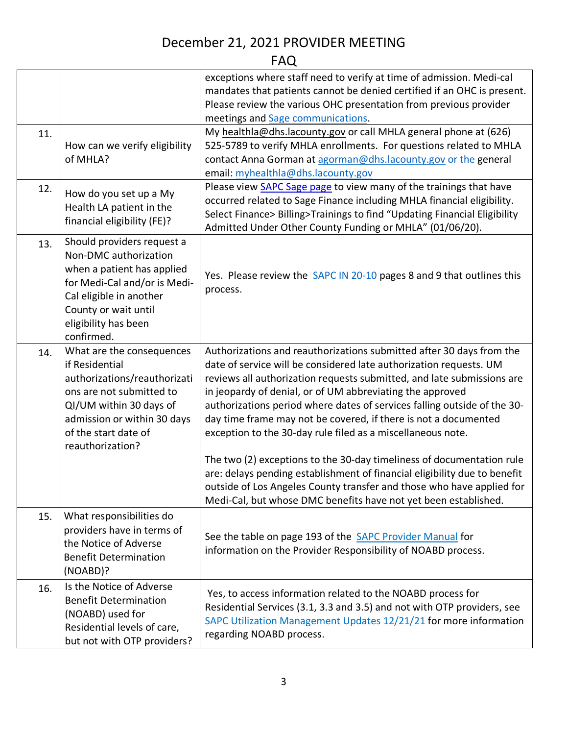# December 21, 2021 PROVIDER MEETING

## FAQ

| | | |
|---|---|---|
| | | exceptions where staff need to verify at time of admission. Medi-cal mandates that patients cannot be denied certified if an OHC is present. Please review the various OHC presentation from previous provider meetings and Sage communications. |
| 11. | How can we verify eligibility of MHLA? | My healthla@dhs.lacounty.gov or call MHLA general phone at (626) 525-5789 to verify MHLA enrollments. For questions related to MHLA contact Anna Gorman at agorman@dhs.lacounty.gov or the general email: myhealthla@dhs.lacounty.gov |
| 12. | How do you set up a My Health LA patient in the financial eligibility (FE)? | Please view SAPC Sage page to view many of the trainings that have occurred related to Sage Finance including MHLA financial eligibility. Select Finance> Billing>Trainings to find "Updating Financial Eligibility Admitted Under Other County Funding or MHLA" (01/06/20). |
| 13. | Should providers request a Non-DMC authorization when a patient has applied for Medi-Cal and/or is Medi-Cal eligible in another County or wait until eligibility has been confirmed. | Yes. Please review the SAPC IN 20-10 pages 8 and 9 that outlines this process. |
| 14. | What are the consequences if Residential authorizations/reauthorizations are not submitted to QI/UM within 30 days of admission or within 30 days of the start date of reauthorization? | Authorizations and reauthorizations submitted after 30 days from the date of service will be considered late authorization requests. UM reviews all authorization requests submitted, and late submissions are in jeopardy of denial, or of UM abbreviating the approved authorizations period where dates of services falling outside of the 30-day time frame may not be covered, if there is not a documented exception to the 30-day rule filed as a miscellaneous note.<br><br>The two (2) exceptions to the 30-day timeliness of documentation rule are: delays pending establishment of financial eligibility due to benefit outside of Los Angeles County transfer and those who have applied for Medi-Cal, but whose DMC benefits have not yet been established. |
| 15. | What responsibilities do providers have in terms of the Notice of Adverse Benefit Determination (NOABD)? | See the table on page 193 of the SAPC Provider Manual for information on the Provider Responsibility of NOABD process. |
| 16. | Is the Notice of Adverse Benefit Determination (NOABD) used for Residential levels of care, but not with OTP providers? | Yes, to access information related to the NOABD process for Residential Services (3.1, 3.3 and 3.5) and not with OTP providers, see SAPC Utilization Management Updates 12/21/21 for more information regarding NOABD process. |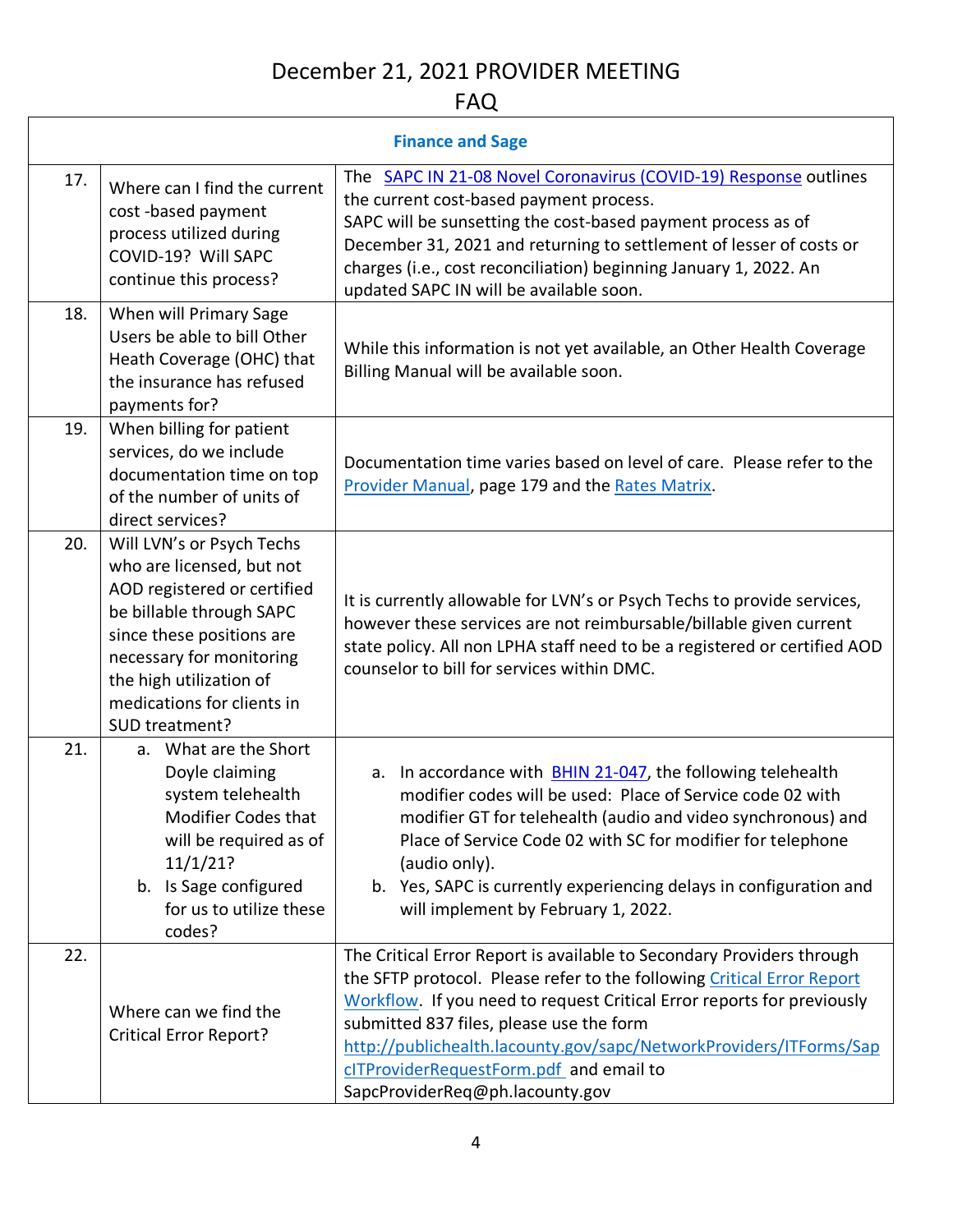# December 21, 2021 PROVIDER MEETING

## FAQ

| | Finance and Sage | |
|---|---|---|
| 17. | Where can I find the current cost -based payment process utilized during COVID-19? Will SAPC continue this process? | The SAPC IN 21-08 Novel Coronavirus (COVID-19) Response outlines the current cost-based payment process. SAPC will be sunsetting the cost-based payment process as of December 31, 2021 and returning to settlement of lesser of costs or charges (i.e., cost reconciliation) beginning January 1, 2022. An updated SAPC IN will be available soon. |
| 18. | When will Primary Sage Users be able to bill Other Heath Coverage (OHC) that the insurance has refused payments for? | While this information is not yet available, an Other Health Coverage Billing Manual will be available soon. |
| 19. | When billing for patient services, do we include documentation time on top of the number of units of direct services? | Documentation time varies based on level of care. Please refer to the Provider Manual, page 179 and the Rates Matrix. |
| 20. | Will LVN's or Psych Techs who are licensed, but not AOD registered or certified be billable through SAPC since these positions are necessary for monitoring the high utilization of medications for clients in SUD treatment? | It is currently allowable for LVN's or Psych Techs to provide services, however these services are not reimbursable/billable given current state policy. All non LPHA staff need to be a registered or certified AOD counselor to bill for services within DMC. |
| 21. | a. What are the Short Doyle claiming system telehealth Modifier Codes that will be required as of 11/1/21?<br>b. Is Sage configured for us to utilize these codes? | a. In accordance with BHIN 21-047, the following telehealth modifier codes will be used: Place of Service code 02 with modifier GT for telehealth (audio and video synchronous) and Place of Service Code 02 with SC for modifier for telephone (audio only).<br>b. Yes, SAPC is currently experiencing delays in configuration and will implement by February 1, 2022. |
| 22. | Where can we find the Critical Error Report? | The Critical Error Report is available to Secondary Providers through the SFTP protocol. Please refer to the following Critical Error Report Workflow. If you need to request Critical Error reports for previously submitted 837 files, please use the form http://publichealth.lacounty.gov/sapc/NetworkProviders/ITForms/SapcITProviderRequestForm.pdf and email to SapcProviderReq@ph.lacounty.gov |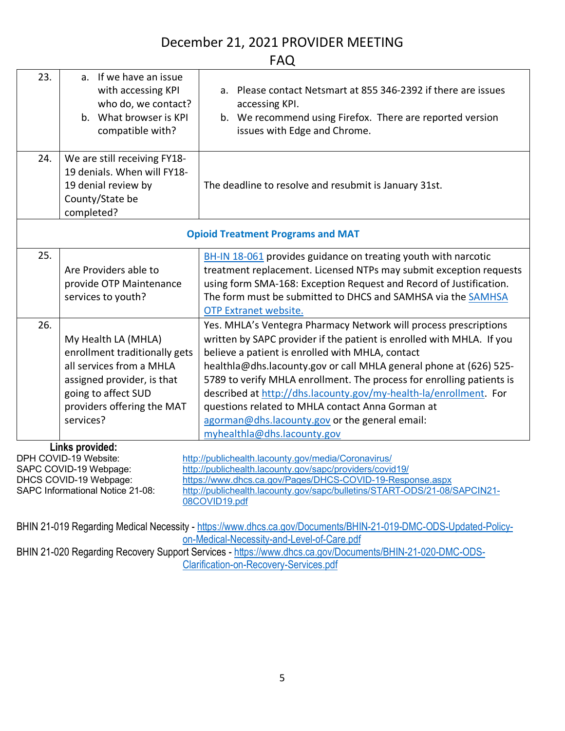# December 21, 2021 PROVIDER MEETING

## FAQ

| | | |
|---|---|---|
| 23. | a. If we have an issue with accessing KPI who do, we contact?<br>b. What browser is KPI compatible with? | a. Please contact Netsmart at 855 346-2392 if there are issues accessing KPI.<br>b. We recommend using Firefox. There are reported version issues with Edge and Chrome. |
| 24. | We are still receiving FY18-19 denials. When will FY18-19 denial review by County/State be completed? | The deadline to resolve and resubmit is January 31st. |
| | **Opioid Treatment Programs and MAT** | |
| 25. | Are Providers able to provide OTP Maintenance services to youth? | BH-IN 18-061 provides guidance on treating youth with narcotic treatment replacement. Licensed NTPs may submit exception requests using form SMA-168: Exception Request and Record of Justification. The form must be submitted to DHCS and SAMHSA via the SAMHSA OTP Extranet website. |
| 26. | My Health LA (MHLA) enrollment traditionally gets all services from a MHLA assigned provider, is that going to affect SUD providers offering the MAT services? | Yes. MHLA's Ventegra Pharmacy Network will process prescriptions written by SAPC provider if the patient is enrolled with MHLA. If you believe a patient is enrolled with MHLA, contact healthla@dhs.lacounty.gov or call MHLA general phone at (626) 525-5789 to verify MHLA enrollment. The process for enrolling patients is described at http://dhs.lacounty.gov/my-health-la/enrollment. For questions related to MHLA contact Anna Gorman at agorman@dhs.lacounty.gov or the general email: myhealthla@dhs.lacounty.gov |

**Links provided:**

DPH COVID-19 Website: http://publichealth.lacounty.gov/media/Coronavirus/
SAPC COVID-19 Webpage: http://publichealth.lacounty.gov/sapc/providers/covid19/
DHCS COVID-19 Webpage: https://www.dhcs.ca.gov/Pages/DHCS-COVID-19-Response.aspx
SAPC Informational Notice 21-08: http://publichealth.lacounty.gov/sapc/bulletins/START-ODS/21-08/SAPCIN21-08COVID19.pdf

BHIN 21-019 Regarding Medical Necessity - https://www.dhcs.ca.gov/Documents/BHIN-21-019-DMC-ODS-Updated-Policy-on-Medical-Necessity-and-Level-of-Care.pdf
BHIN 21-020 Regarding Recovery Support Services - https://www.dhcs.ca.gov/Documents/BHIN-21-020-DMC-ODS-Clarification-on-Recovery-Services.pdf